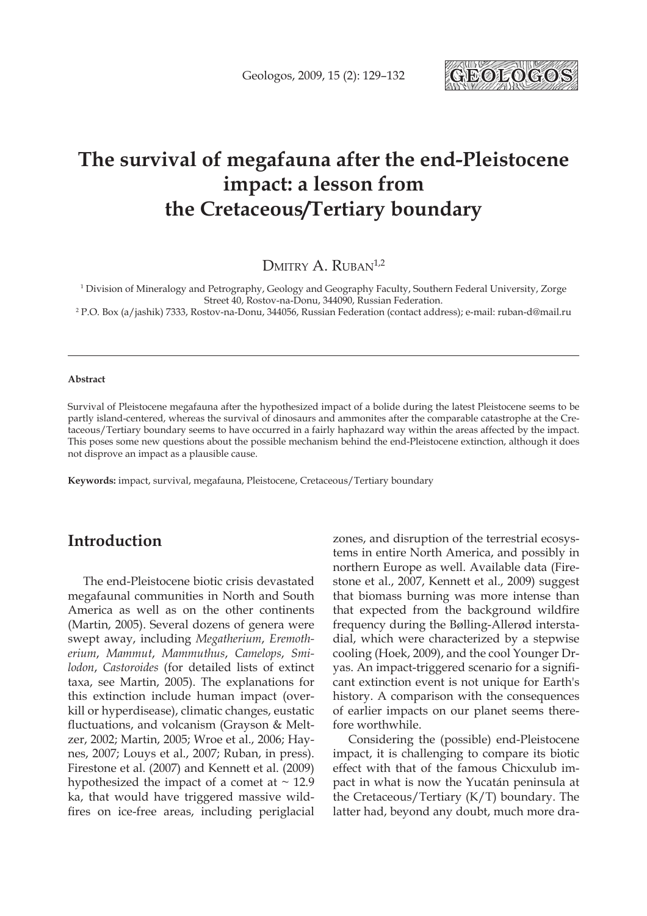# The survival of megafauna after the end-Pleistocene impact: a lesson from the Cretaceous/Tertiary boundary

Dmitry A. Ruban[1,2]

[1] Division of Mineralogy and Petrography, Geology and Geography Faculty, Southern Federal University, Zorge Street 40, Rostov-na-Donu, 344090, Russian Federation.

[2] P.O. Box (a/jashik) 7333, Rostov-na-Donu, 344056, Russian Federation (contact address); e-mail: ruban-d@mail.ru

---

**Abstract**

Survival of Pleistocene megafauna after the hypothesized impact of a bolide during the latest Pleistocene seems to be partly island-centered, whereas the survival of dinosaurs and ammonites after the comparable catastrophe at the Cretaceous/Tertiary boundary seems to have occurred in a fairly haphazard way within the areas affected by the impact. This poses some new questions about the possible mechanism behind the end-Pleistocene extinction, although it does not disprove an impact as a plausible cause.

**Keywords:** impact, survival, megafauna, Pleistocene, Cretaceous/Tertiary boundary

## Introduction

The end-Pleistocene biotic crisis devastated megafaunal communities in North and South America as well as on the other continents (Martin, 2005). Several dozens of genera were swept away, including *Megatherium*, *Eremotherium*, *Mammut*, *Mammuthus*, *Camelops*, *Smilodon*, *Castoroides* (for detailed lists of extinct taxa, see Martin, 2005). The explanations for this extinction include human impact (overkill or hyperdisease), climatic changes, eustatic fluctuations, and volcanism (Grayson & Meltzer, 2002; Martin, 2005; Wroe et al., 2006; Haynes, 2007; Louys et al., 2007; Ruban, in press). Firestone et al. (2007) and Kennett et al. (2009) hypothesized the impact of a comet at ~ 12.9 ka, that would have triggered massive wildfires on ice-free areas, including periglacial zones, and disruption of the terrestrial ecosystems in entire North America, and possibly in northern Europe as well. Available data (Firestone et al., 2007, Kennett et al., 2009) suggest that biomass burning was more intense than that expected from the background wildfire frequency during the Bølling-Allerød interstadial, which were characterized by a stepwise cooling (Hoek, 2009), and the cool Younger Dryas. An impact-triggered scenario for a significant extinction event is not unique for Earth's history. A comparison with the consequences of earlier impacts on our planet seems therefore worthwhile.

Considering the (possible) end-Pleistocene impact, it is challenging to compare its biotic effect with that of the famous Chicxulub impact in what is now the Yucatán peninsula at the Cretaceous/Tertiary (K/T) boundary. The latter had, beyond any doubt, much more dra-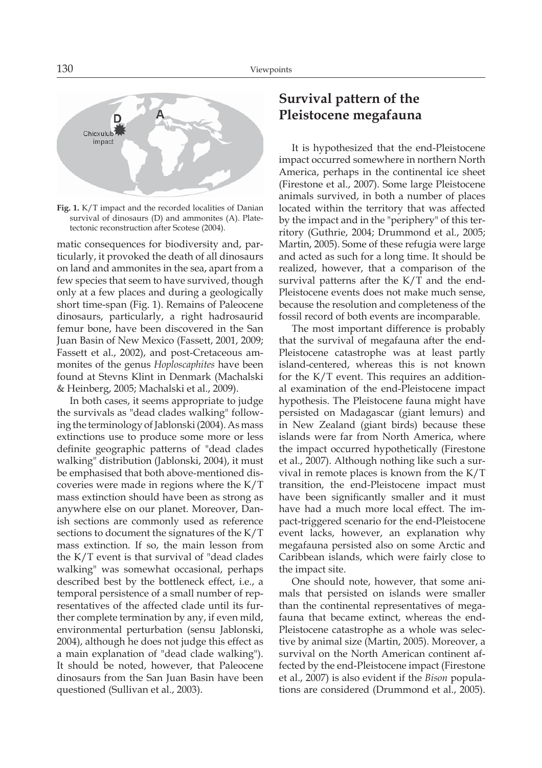**Fig. 1.** K/T impact and the recorded localities of Danian survival of dinosaurs (D) and ammonites (A). Plate-tectonic reconstruction after Scotese (2004).

matic consequences for biodiversity and, particularly, it provoked the death of all dinosaurs on land and ammonites in the sea, apart from a few species that seem to have survived, though only at a few places and during a geologically short time-span (Fig. 1). Remains of Paleocene dinosaurs, particularly, a right hadrosaurid femur bone, have been discovered in the San Juan Basin of New Mexico (Fassett, 2001, 2009; Fassett et al., 2002), and post-Cretaceous ammonites of the genus *Hoploscaphites* have been found at Stevns Klint in Denmark (Machalski & Heinberg, 2005; Machalski et al., 2009).

In both cases, it seems appropriate to judge the survivals as "dead clades walking" following the terminology of Jablonski (2004). As mass extinctions use to produce some more or less definite geographic patterns of "dead clades walking" distribution (Jablonski, 2004), it must be emphasised that both above-mentioned discoveries were made in regions where the K/T mass extinction should have been as strong as anywhere else on our planet. Moreover, Danish sections are commonly used as reference sections to document the signatures of the K/T mass extinction. If so, the main lesson from the K/T event is that survival of "dead clades walking" was somewhat occasional, perhaps described best by the bottleneck effect, i.e., a temporal persistence of a small number of representatives of the affected clade until its further complete termination by any, if even mild, environmental perturbation (sensu Jablonski, 2004), although he does not judge this effect as a main explanation of "dead clade walking"). It should be noted, however, that Paleocene dinosaurs from the San Juan Basin have been questioned (Sullivan et al., 2003).

## Survival pattern of the Pleistocene megafauna

It is hypothesized that the end-Pleistocene impact occurred somewhere in northern North America, perhaps in the continental ice sheet (Firestone et al., 2007). Some large Pleistocene animals survived, in both a number of places located within the territory that was affected by the impact and in the "periphery" of this territory (Guthrie, 2004; Drummond et al., 2005; Martin, 2005). Some of these refugia were large and acted as such for a long time. It should be realized, however, that a comparison of the survival patterns after the K/T and the end-Pleistocene events does not make much sense, because the resolution and completeness of the fossil record of both events are incomparable.

The most important difference is probably that the survival of megafauna after the end-Pleistocene catastrophe was at least partly island-centered, whereas this is not known for the K/T event. This requires an additional examination of the end-Pleistocene impact hypothesis. The Pleistocene fauna might have persisted on Madagascar (giant lemurs) and in New Zealand (giant birds) because these islands were far from North America, where the impact occurred hypothetically (Firestone et al., 2007). Although nothing like such a survival in remote places is known from the K/T transition, the end-Pleistocene impact must have been significantly smaller and it must have had a much more local effect. The impact-triggered scenario for the end-Pleistocene event lacks, however, an explanation why megafauna persisted also on some Arctic and Caribbean islands, which were fairly close to the impact site.

One should note, however, that some animals that persisted on islands were smaller than the continental representatives of megafauna that became extinct, whereas the end-Pleistocene catastrophe as a whole was selective by animal size (Martin, 2005). Moreover, a survival on the North American continent affected by the end-Pleistocene impact (Firestone et al., 2007) is also evident if the *Bison* populations are considered (Drummond et al., 2005).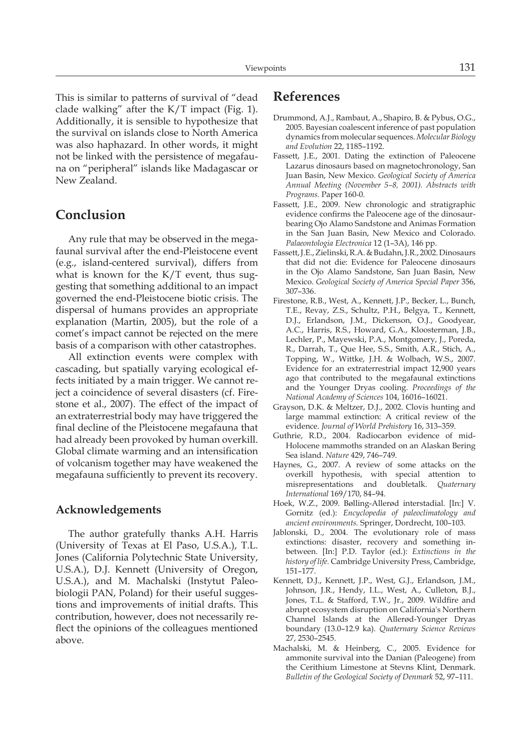This is similar to patterns of survival of "dead clade walking" after the K/T impact (Fig. 1). Additionally, it is sensible to hypothesize that the survival on islands close to North America was also haphazard. In other words, it might not be linked with the persistence of megafauna on "peripheral" islands like Madagascar or New Zealand.

## Conclusion

Any rule that may be observed in the megafaunal survival after the end-Pleistocene event (e.g., island-centered survival), differs from what is known for the K/T event, thus suggesting that something additional to an impact governed the end-Pleistocene biotic crisis. The dispersal of humans provides an appropriate explanation (Martin, 2005), but the role of a comet's impact cannot be rejected on the mere basis of a comparison with other catastrophes.

All extinction events were complex with cascading, but spatially varying ecological effects initiated by a main trigger. We cannot reject a coincidence of several disasters (cf. Firestone et al., 2007). The effect of the impact of an extraterrestrial body may have triggered the final decline of the Pleistocene megafauna that had already been provoked by human overkill. Global climate warming and an intensification of volcanism together may have weakened the megafauna sufficiently to prevent its recovery.

### Acknowledgements

The author gratefully thanks A.H. Harris (University of Texas at El Paso, U.S.A.), T.L. Jones (California Polytechnic State University, U.S.A.), D.J. Kennett (University of Oregon, U.S.A.), and M. Machalski (Instytut Paleobiologii PAN, Poland) for their useful suggestions and improvements of initial drafts. This contribution, however, does not necessarily reflect the opinions of the colleagues mentioned above.

## References

Drummond, A.J., Rambaut, A., Shapiro, B. & Pybus, O.G., 2005. Bayesian coalescent inference of past population dynamics from molecular sequences. *Molecular Biology and Evolution* 22, 1185–1192.

Fassett, J.E., 2001. Dating the extinction of Paleocene Lazarus dinosaurs based on magnetochronology, San Juan Basin, New Mexico. *Geological Society of America Annual Meeting (November 5–8, 2001). Abstracts with Programs.* Paper 160-0.

Fassett, J.E., 2009. New chronologic and stratigraphic evidence confirms the Paleocene age of the dinosaur-bearing Ojo Alamo Sandstone and Animas Formation in the San Juan Basin, New Mexico and Colorado. *Palaeontologia Electronica* 12 (1–3A), 146 pp.

Fassett, J.E., Zielinski, R.A. & Budahn, J.R., 2002. Dinosaurs that did not die: Evidence for Paleocene dinosaurs in the Ojo Alamo Sandstone, San Juan Basin, New Mexico. *Geological Society of America Special Paper* 356, 307–336.

Firestone, R.B., West, A., Kennett, J.P., Becker, L., Bunch, T.E., Revay, Z.S., Schultz, P.H., Belgya, T., Kennett, D.J., Erlandson, J.M., Dickenson, O.J., Goodyear, A.C., Harris, R.S., Howard, G.A., Kloosterman, J.B., Lechler, P., Mayewski, P.A., Montgomery, J., Poreda, R., Darrah, T., Que Hee, S.S., Smith, A.R., Stich, A., Topping, W., Wittke, J.H. & Wolbach, W.S., 2007. Evidence for an extraterrestrial impact 12,900 years ago that contributed to the megafaunal extinctions and the Younger Dryas cooling. *Proceedings of the National Academy of Sciences* 104, 16016–16021.

Grayson, D.K. & Meltzer, D.J., 2002. Clovis hunting and large mammal extinction: A critical review of the evidence. *Journal of World Prehistory* 16, 313–359.

Guthrie, R.D., 2004. Radiocarbon evidence of mid-Holocene mammoths stranded on an Alaskan Bering Sea island. *Nature* 429, 746–749.

Haynes, G., 2007. A review of some attacks on the overkill hypothesis, with special attention to misrepresentations and doubletalk. *Quaternary International* 169/170, 84–94.

Hoek, W.Z., 2009. Bølling-Allerød interstadial. [In:] V. Gornitz (ed.): *Encyclopedia of paleoclimatology and ancient environments.* Springer, Dordrecht, 100–103.

Jablonski, D., 2004. The evolutionary role of mass extinctions: disaster, recovery and something in-between. [In:] P.D. Taylor (ed.): *Extinctions in the history of life.* Cambridge University Press, Cambridge, 151–177.

Kennett, D.J., Kennett, J.P., West, G.J., Erlandson, J.M., Johnson, J.R., Hendy, I.L., West, A., Culleton, B.J., Jones, T.L. & Stafford, T.W., Jr., 2009. Wildfire and abrupt ecosystem disruption on California's Northern Channel Islands at the Allerød-Younger Dryas boundary (13.0–12.9 ka). *Quaternary Science Reviews* 27, 2530–2545.

Machalski, M. & Heinberg, C., 2005. Evidence for ammonite survival into the Danian (Paleogene) from the Cerithium Limestone at Stevns Klint, Denmark. *Bulletin of the Geological Society of Denmark* 52, 97–111.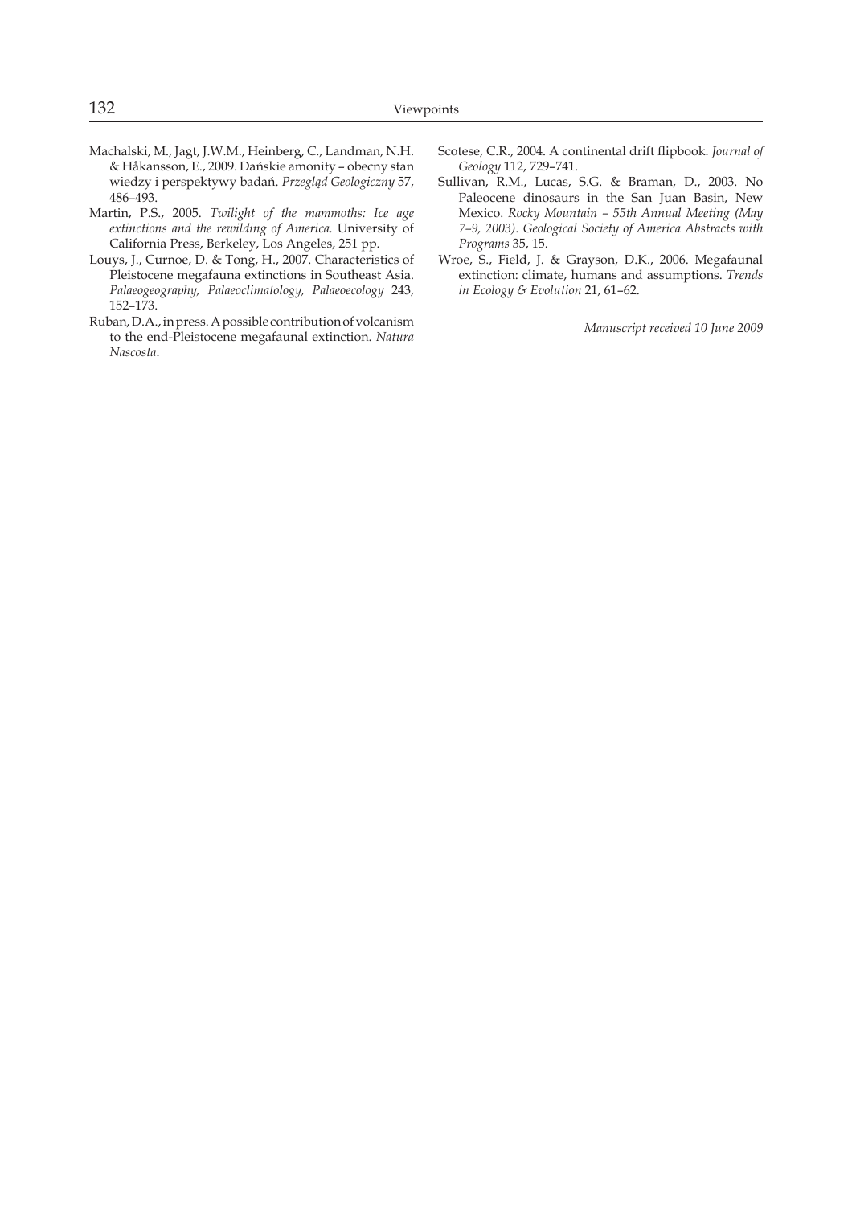Machalski, M., Jagt, J.W.M., Heinberg, C., Landman, N.H. & Håkansson, E., 2009. Duńskie amonity – obecny stan wiedzy i perspektywy badań. *Przegląd Geologiczny* 57, 486–493.

Martin, P.S., 2005. *Twilight of the mammoths: Ice age extinctions and the rewilding of America.* University of California Press, Berkeley, Los Angeles, 251 pp.

Louys, J., Curnoe, D. & Tong, H., 2007. Characteristics of Pleistocene megafauna extinctions in Southeast Asia. *Palaeogeography, Palaeoclimatology, Palaeoecology* 243, 152–173.

Ruban, D.A., in press. A possible contribution of volcanism to the end-Pleistocene megafaunal extinction. *Natura Nascosta*.

Scotese, C.R., 2004. A continental drift flipbook. *Journal of Geology* 112, 729–741.

Sullivan, R.M., Lucas, S.G. & Braman, D., 2003. No Paleocene dinosaurs in the San Juan Basin, New Mexico. *Rocky Mountain – 55th Annual Meeting (May 7–9, 2003). Geological Society of America Abstracts with Programs* 35, 15.

Wroe, S., Field, J. & Grayson, D.K., 2006. Megafaunal extinction: climate, humans and assumptions. *Trends in Ecology & Evolution* 21, 61–62.

*Manuscript received 10 June 2009*